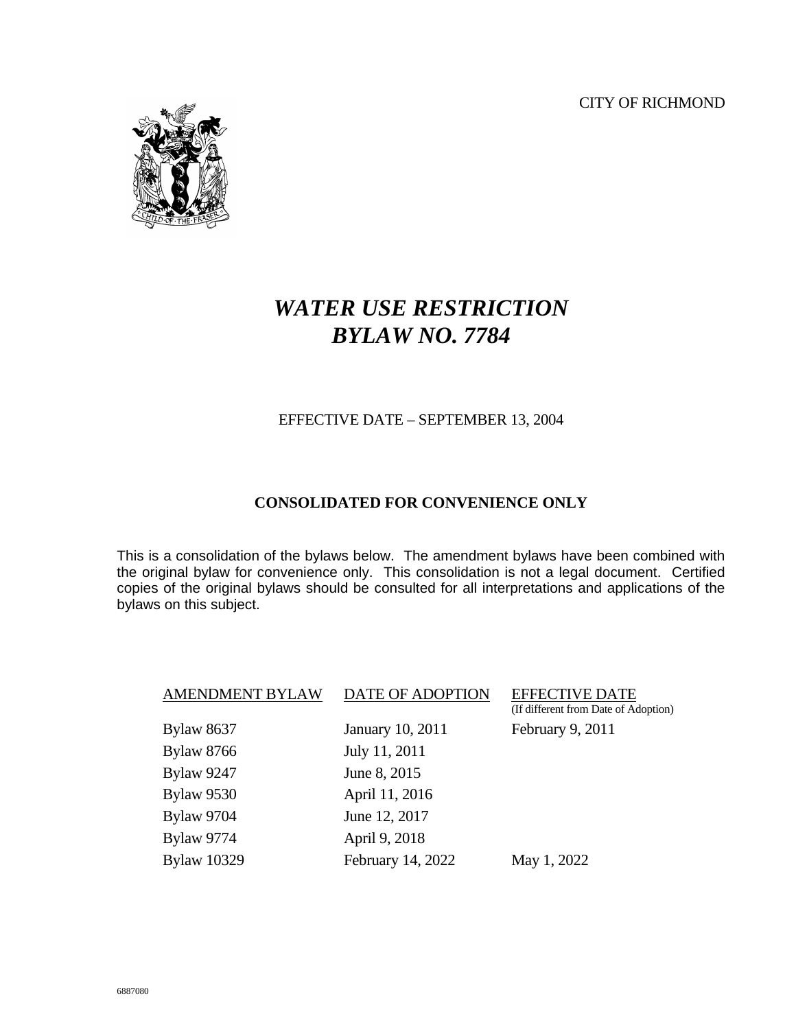CITY OF RICHMOND

# *WATER USE RESTRICTION BYLAW NO. 7784*

EFFECTIVE DATE – SEPTEMBER 13, 2004

**CONSOLIDATED FOR CONVENIENCE ONLY**

This is a consolidation of the bylaws below. The amendment bylaws have been combined with the original bylaw for convenience only. This consolidation is not a legal document. Certified copies of the original bylaws should be consulted for all interpretations and applications of the bylaws on this subject.

| AMENDMENT BYLAW | DATE OF ADOPTION | EFFECTIVE DATE (If different from Date of Adoption) |
|---|---|---|
| Bylaw 8637 | January 10, 2011 | February 9, 2011 |
| Bylaw 8766 | July 11, 2011 | |
| Bylaw 9247 | June 8, 2015 | |
| Bylaw 9530 | April 11, 2016 | |
| Bylaw 9704 | June 12, 2017 | |
| Bylaw 9774 | April 9, 2018 | |
| Bylaw 10329 | February 14, 2022 | May 1, 2022 |

6887080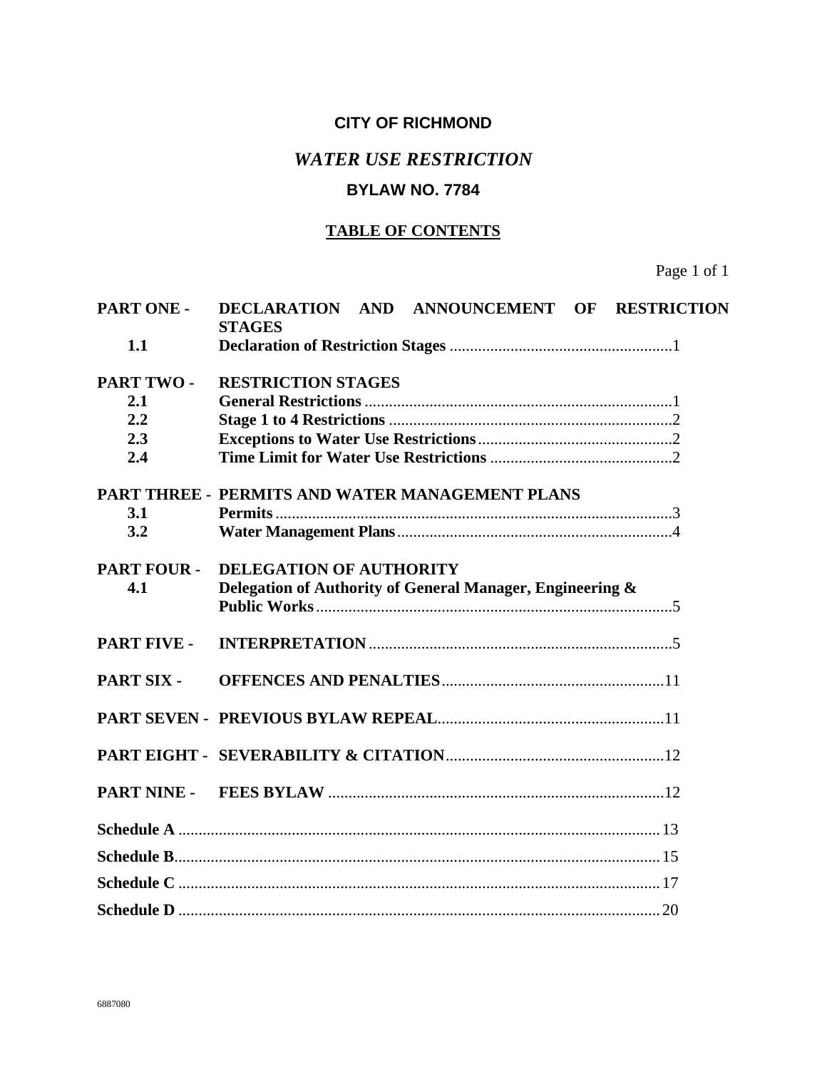**CITY OF RICHMOND**

# *WATER USE RESTRICTION*

## BYLAW NO. 7784

**TABLE OF CONTENTS**

Page 1 of 1

| | | |
|---|---|---|
| **PART ONE -** | **DECLARATION AND ANNOUNCEMENT OF RESTRICTION STAGES** | |
| **1.1** | **Declaration of Restriction Stages** | 1 |
| **PART TWO -** | **RESTRICTION STAGES** | |
| **2.1** | **General Restrictions** | 1 |
| **2.2** | **Stage 1 to 4 Restrictions** | 2 |
| **2.3** | **Exceptions to Water Use Restrictions** | 2 |
| **2.4** | **Time Limit for Water Use Restrictions** | 2 |
| **PART THREE -** | **PERMITS AND WATER MANAGEMENT PLANS** | |
| **3.1** | **Permits** | 3 |
| **3.2** | **Water Management Plans** | 4 |
| **PART FOUR -** | **DELEGATION OF AUTHORITY** | |
| **4.1** | **Delegation of Authority of General Manager, Engineering & Public Works** | 5 |
| **PART FIVE -** | **INTERPRETATION** | 5 |
| **PART SIX -** | **OFFENCES AND PENALTIES** | 11 |
| **PART SEVEN -** | **PREVIOUS BYLAW REPEAL** | 11 |
| **PART EIGHT -** | **SEVERABILITY & CITATION** | 12 |
| **PART NINE -** | **FEES BYLAW** | 12 |
| **Schedule A** | | 13 |
| **Schedule B** | | 15 |
| **Schedule C** | | 17 |
| **Schedule D** | | 20 |

6887080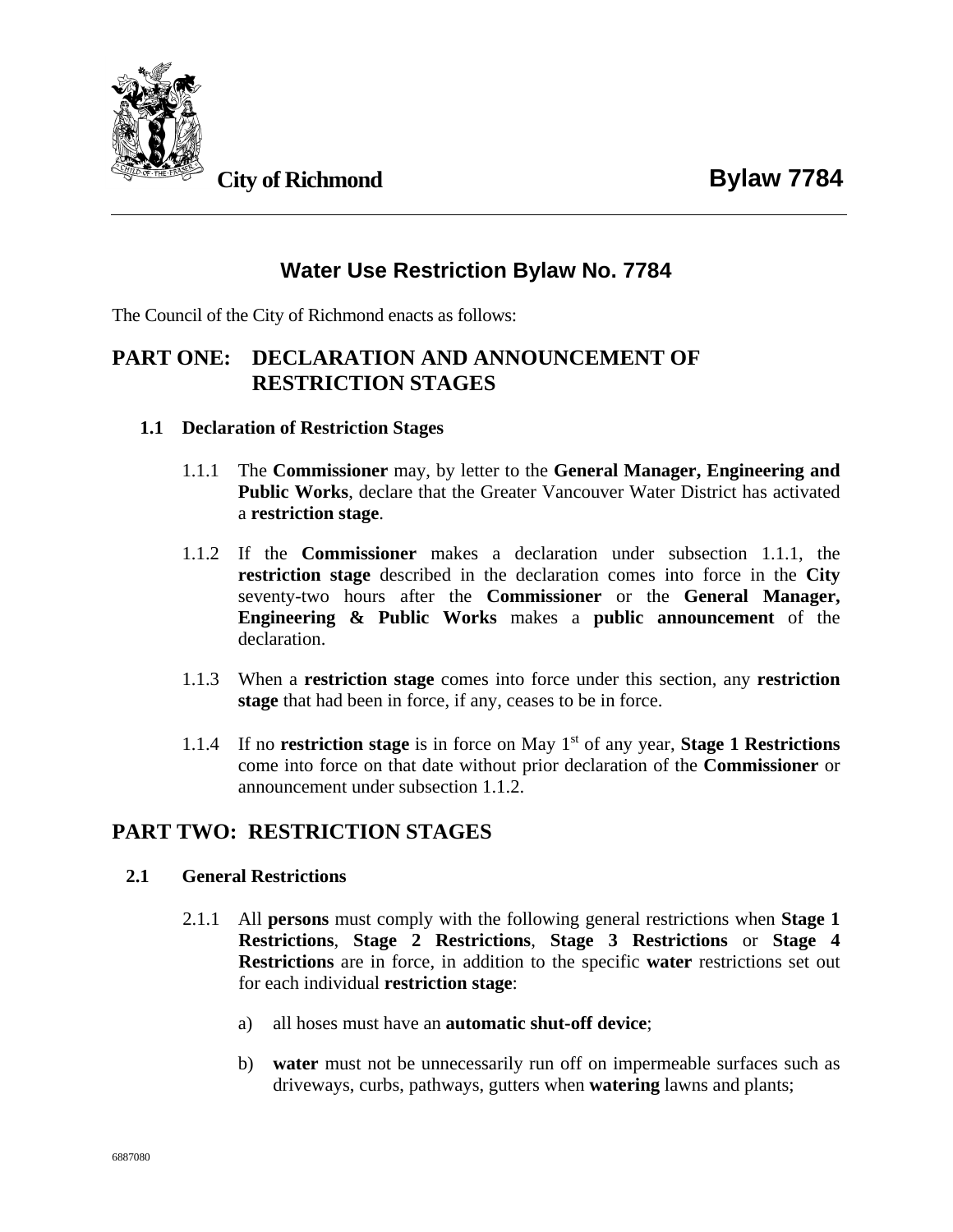**City of Richmond** **Bylaw 7784**

# Water Use Restriction Bylaw No. 7784

The Council of the City of Richmond enacts as follows:

## PART ONE: DECLARATION AND ANNOUNCEMENT OF RESTRICTION STAGES

### 1.1 Declaration of Restriction Stages

1.1.1 The **Commissioner** may, by letter to the **General Manager, Engineering and Public Works**, declare that the Greater Vancouver Water District has activated a **restriction stage**.

1.1.2 If the **Commissioner** makes a declaration under subsection 1.1.1, the **restriction stage** described in the declaration comes into force in the **City** seventy-two hours after the **Commissioner** or the **General Manager, Engineering & Public Works** makes a **public announcement** of the declaration.

1.1.3 When a **restriction stage** comes into force under this section, any **restriction stage** that had been in force, if any, ceases to be in force.

1.1.4 If no **restriction stage** is in force on May 1st of any year, **Stage 1 Restrictions** come into force on that date without prior declaration of the **Commissioner** or announcement under subsection 1.1.2.

## PART TWO: RESTRICTION STAGES

### 2.1 General Restrictions

2.1.1 All **persons** must comply with the following general restrictions when **Stage 1 Restrictions**, **Stage 2 Restrictions**, **Stage 3 Restrictions** or **Stage 4 Restrictions** are in force, in addition to the specific **water** restrictions set out for each individual **restriction stage**:

a) all hoses must have an **automatic shut-off device**;

b) **water** must not be unnecessarily run off on impermeable surfaces such as driveways, curbs, pathways, gutters when **watering** lawns and plants;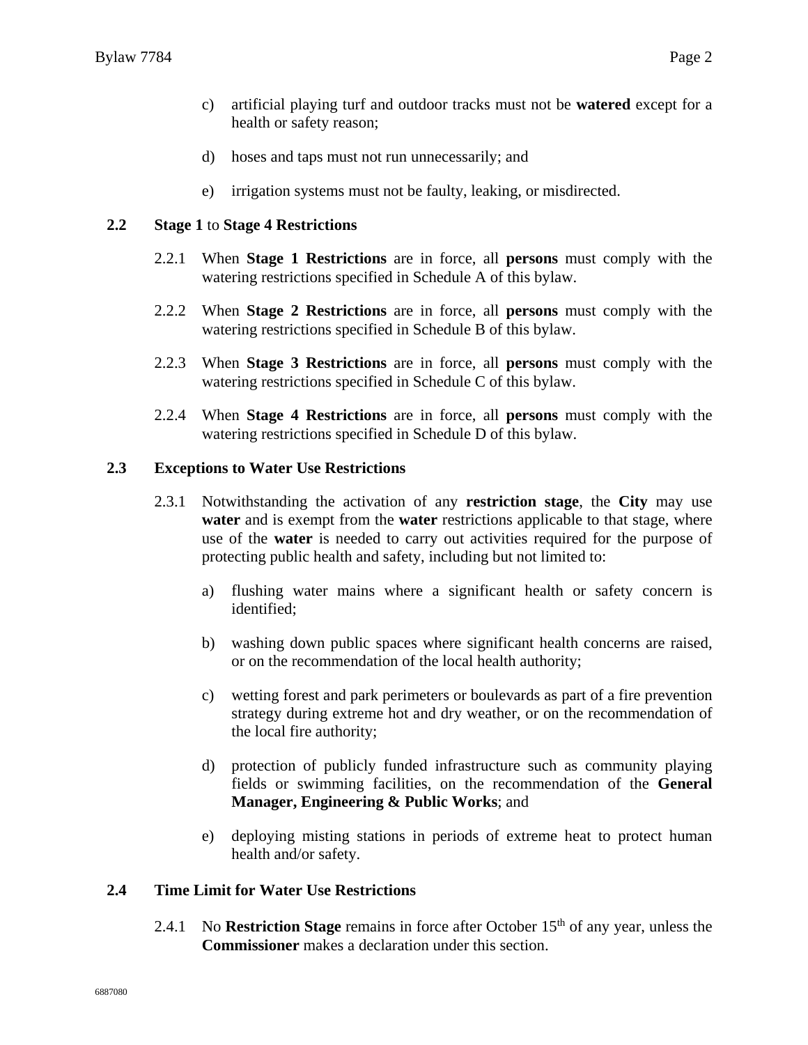c) artificial playing turf and outdoor tracks must not be **watered** except for a health or safety reason;

d) hoses and taps must not run unnecessarily; and

e) irrigation systems must not be faulty, leaking, or misdirected.

### 2.2 Stage 1 to Stage 4 Restrictions

2.2.1 When **Stage 1 Restrictions** are in force, all **persons** must comply with the watering restrictions specified in Schedule A of this bylaw.

2.2.2 When **Stage 2 Restrictions** are in force, all **persons** must comply with the watering restrictions specified in Schedule B of this bylaw.

2.2.3 When **Stage 3 Restrictions** are in force, all **persons** must comply with the watering restrictions specified in Schedule C of this bylaw.

2.2.4 When **Stage 4 Restrictions** are in force, all **persons** must comply with the watering restrictions specified in Schedule D of this bylaw.

### 2.3 Exceptions to Water Use Restrictions

2.3.1 Notwithstanding the activation of any **restriction stage**, the **City** may use **water** and is exempt from the **water** restrictions applicable to that stage, where use of the **water** is needed to carry out activities required for the purpose of protecting public health and safety, including but not limited to:

a) flushing water mains where a significant health or safety concern is identified;

b) washing down public spaces where significant health concerns are raised, or on the recommendation of the local health authority;

c) wetting forest and park perimeters or boulevards as part of a fire prevention strategy during extreme hot and dry weather, or on the recommendation of the local fire authority;

d) protection of publicly funded infrastructure such as community playing fields or swimming facilities, on the recommendation of the **General Manager, Engineering & Public Works**; and

e) deploying misting stations in periods of extreme heat to protect human health and/or safety.

### 2.4 Time Limit for Water Use Restrictions

2.4.1 No **Restriction Stage** remains in force after October 15th of any year, unless the **Commissioner** makes a declaration under this section.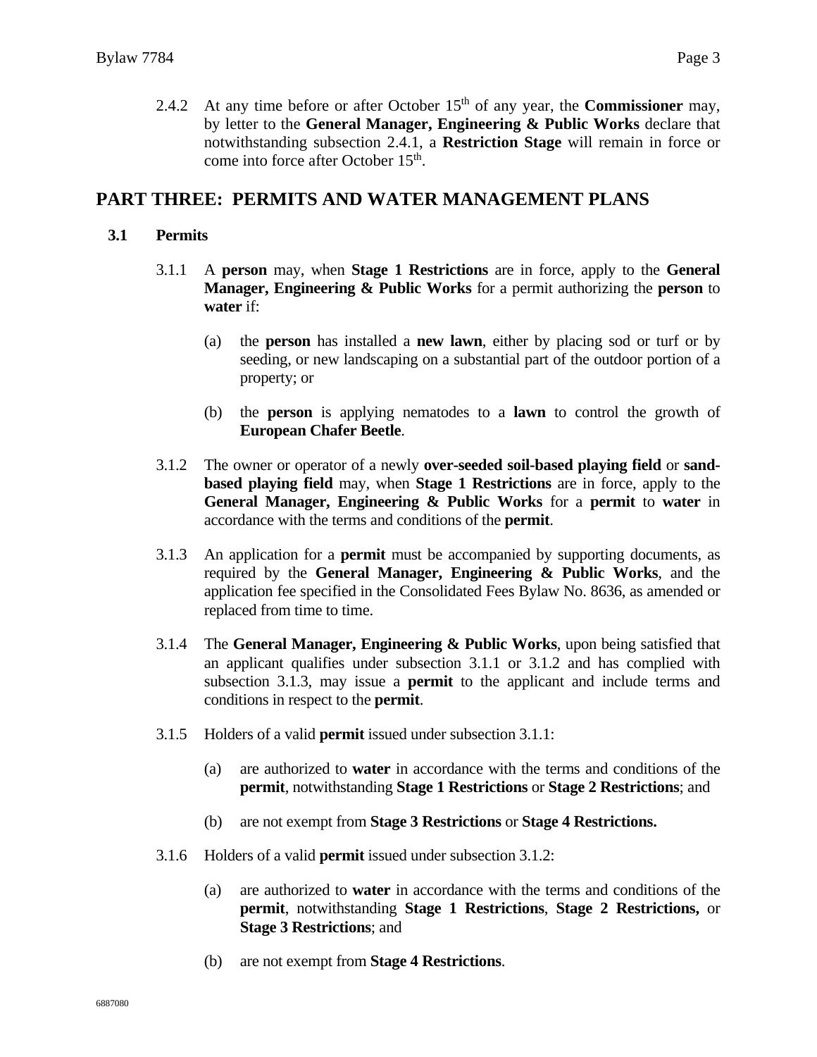2.4.2 At any time before or after October 15th of any year, the **Commissioner** may, by letter to the **General Manager, Engineering & Public Works** declare that notwithstanding subsection 2.4.1, a **Restriction Stage** will remain in force or come into force after October 15th.

## PART THREE: PERMITS AND WATER MANAGEMENT PLANS

### 3.1 Permits

3.1.1 A **person** may, when **Stage 1 Restrictions** are in force, apply to the **General Manager, Engineering & Public Works** for a permit authorizing the **person** to **water** if:

(a) the **person** has installed a **new lawn**, either by placing sod or turf or by seeding, or new landscaping on a substantial part of the outdoor portion of a property; or

(b) the **person** is applying nematodes to a **lawn** to control the growth of **European Chafer Beetle**.

3.1.2 The owner or operator of a newly **over-seeded soil-based playing field** or **sand-based playing field** may, when **Stage 1 Restrictions** are in force, apply to the **General Manager, Engineering & Public Works** for a **permit** to **water** in accordance with the terms and conditions of the **permit**.

3.1.3 An application for a **permit** must be accompanied by supporting documents, as required by the **General Manager, Engineering & Public Works**, and the application fee specified in the Consolidated Fees Bylaw No. 8636, as amended or replaced from time to time.

3.1.4 The **General Manager, Engineering & Public Works**, upon being satisfied that an applicant qualifies under subsection 3.1.1 or 3.1.2 and has complied with subsection 3.1.3, may issue a **permit** to the applicant and include terms and conditions in respect to the **permit**.

3.1.5 Holders of a valid **permit** issued under subsection 3.1.1:

(a) are authorized to **water** in accordance with the terms and conditions of the **permit**, notwithstanding **Stage 1 Restrictions** or **Stage 2 Restrictions**; and

(b) are not exempt from **Stage 3 Restrictions** or **Stage 4 Restrictions.**

3.1.6 Holders of a valid **permit** issued under subsection 3.1.2:

(a) are authorized to **water** in accordance with the terms and conditions of the **permit**, notwithstanding **Stage 1 Restrictions**, **Stage 2 Restrictions,** or **Stage 3 Restrictions**; and

(b) are not exempt from **Stage 4 Restrictions**.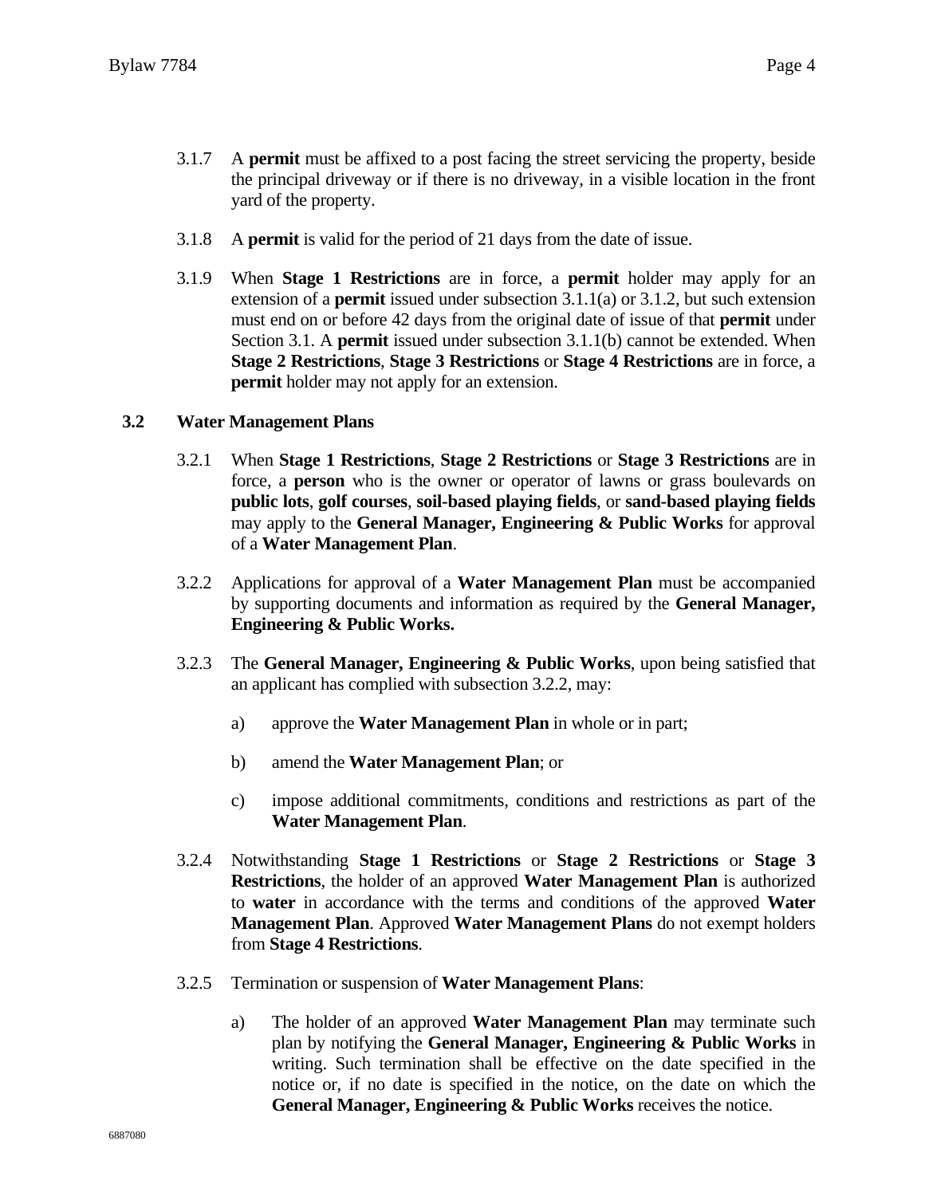3.1.7 A **permit** must be affixed to a post facing the street servicing the property, beside the principal driveway or if there is no driveway, in a visible location in the front yard of the property.

3.1.8 A **permit** is valid for the period of 21 days from the date of issue.

3.1.9 When **Stage 1 Restrictions** are in force, a **permit** holder may apply for an extension of a **permit** issued under subsection 3.1.1(a) or 3.1.2, but such extension must end on or before 42 days from the original date of issue of that **permit** under Section 3.1. A **permit** issued under subsection 3.1.1(b) cannot be extended. When **Stage 2 Restrictions**, **Stage 3 Restrictions** or **Stage 4 Restrictions** are in force, a **permit** holder may not apply for an extension.

### 3.2 Water Management Plans

3.2.1 When **Stage 1 Restrictions**, **Stage 2 Restrictions** or **Stage 3 Restrictions** are in force, a **person** who is the owner or operator of lawns or grass boulevards on **public lots**, **golf courses**, **soil-based playing fields**, or **sand-based playing fields** may apply to the **General Manager, Engineering & Public Works** for approval of a **Water Management Plan**.

3.2.2 Applications for approval of a **Water Management Plan** must be accompanied by supporting documents and information as required by the **General Manager, Engineering & Public Works.**

3.2.3 The **General Manager, Engineering & Public Works**, upon being satisfied that an applicant has complied with subsection 3.2.2, may:

a) approve the **Water Management Plan** in whole or in part;

b) amend the **Water Management Plan**; or

c) impose additional commitments, conditions and restrictions as part of the **Water Management Plan**.

3.2.4 Notwithstanding **Stage 1 Restrictions** or **Stage 2 Restrictions** or **Stage 3 Restrictions**, the holder of an approved **Water Management Plan** is authorized to **water** in accordance with the terms and conditions of the approved **Water Management Plan**. Approved **Water Management Plans** do not exempt holders from **Stage 4 Restrictions**.

3.2.5 Termination or suspension of **Water Management Plans**:

a) The holder of an approved **Water Management Plan** may terminate such plan by notifying the **General Manager, Engineering & Public Works** in writing. Such termination shall be effective on the date specified in the notice or, if no date is specified in the notice, on the date on which the **General Manager, Engineering & Public Works** receives the notice.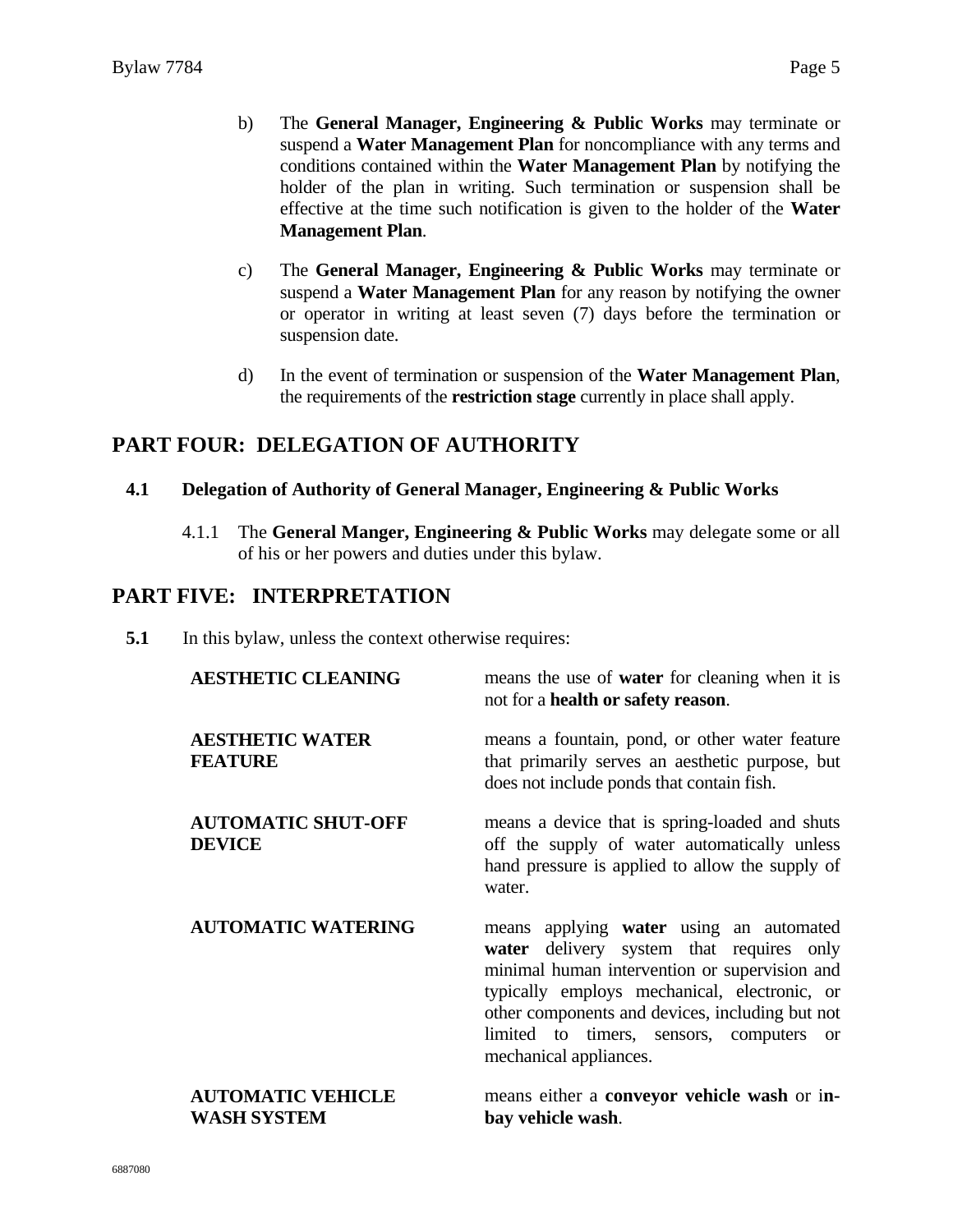b) The **General Manager, Engineering & Public Works** may terminate or suspend a **Water Management Plan** for noncompliance with any terms and conditions contained within the **Water Management Plan** by notifying the holder of the plan in writing. Such termination or suspension shall be effective at the time such notification is given to the holder of the **Water Management Plan**.

c) The **General Manager, Engineering & Public Works** may terminate or suspend a **Water Management Plan** for any reason by notifying the owner or operator in writing at least seven (7) days before the termination or suspension date.

d) In the event of termination or suspension of the **Water Management Plan**, the requirements of the **restriction stage** currently in place shall apply.

## PART FOUR: DELEGATION OF AUTHORITY

### 4.1 Delegation of Authority of General Manager, Engineering & Public Works

4.1.1 The **General Manger, Engineering & Public Works** may delegate some or all of his or her powers and duties under this bylaw.

## PART FIVE: INTERPRETATION

**5.1** In this bylaw, unless the context otherwise requires:

**AESTHETIC CLEANING** means the use of **water** for cleaning when it is not for a **health or safety reason**.

**AESTHETIC WATER FEATURE** means a fountain, pond, or other water feature that primarily serves an aesthetic purpose, but does not include ponds that contain fish.

**AUTOMATIC SHUT-OFF DEVICE** means a device that is spring-loaded and shuts off the supply of water automatically unless hand pressure is applied to allow the supply of water.

**AUTOMATIC WATERING** means applying **water** using an automated **water** delivery system that requires only minimal human intervention or supervision and typically employs mechanical, electronic, or other components and devices, including but not limited to timers, sensors, computers or mechanical appliances.

**AUTOMATIC VEHICLE WASH SYSTEM** means either a **conveyor vehicle wash** or i**n-bay vehicle wash**.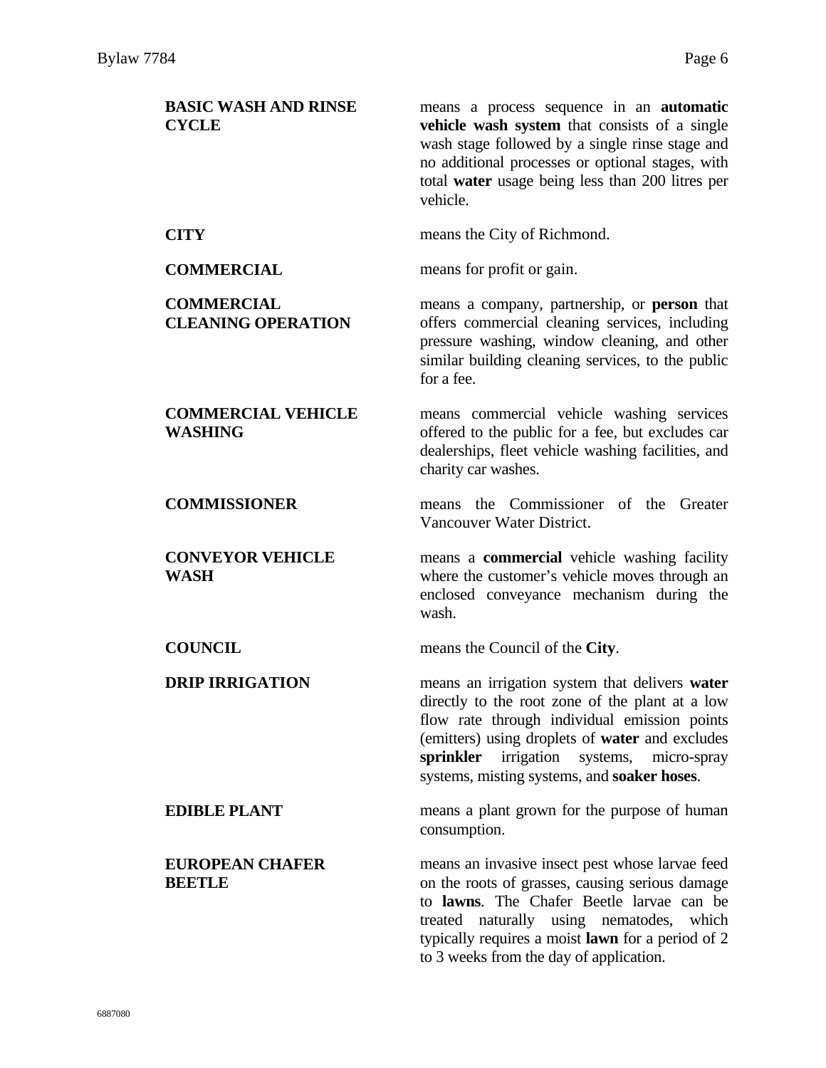**BASIC WASH AND RINSE CYCLE** means a process sequence in an **automatic vehicle wash system** that consists of a single wash stage followed by a single rinse stage and no additional processes or optional stages, with total **water** usage being less than 200 litres per vehicle.

**CITY** means the City of Richmond.

**COMMERCIAL** means for profit or gain.

**COMMERCIAL CLEANING OPERATION** means a company, partnership, or **person** that offers commercial cleaning services, including pressure washing, window cleaning, and other similar building cleaning services, to the public for a fee.

**COMMERCIAL VEHICLE WASHING** means commercial vehicle washing services offered to the public for a fee, but excludes car dealerships, fleet vehicle washing facilities, and charity car washes.

**COMMISSIONER** means the Commissioner of the Greater Vancouver Water District.

**CONVEYOR VEHICLE WASH** means a **commercial** vehicle washing facility where the customer's vehicle moves through an enclosed conveyance mechanism during the wash.

**COUNCIL** means the Council of the **City**.

**DRIP IRRIGATION** means an irrigation system that delivers **water** directly to the root zone of the plant at a low flow rate through individual emission points (emitters) using droplets of **water** and excludes **sprinkler** irrigation systems, micro-spray systems, misting systems, and **soaker hoses**.

**EDIBLE PLANT** means a plant grown for the purpose of human consumption.

**EUROPEAN CHAFER BEETLE** means an invasive insect pest whose larvae feed on the roots of grasses, causing serious damage to **lawns**. The Chafer Beetle larvae can be treated naturally using nematodes, which typically requires a moist **lawn** for a period of 2 to 3 weeks from the day of application.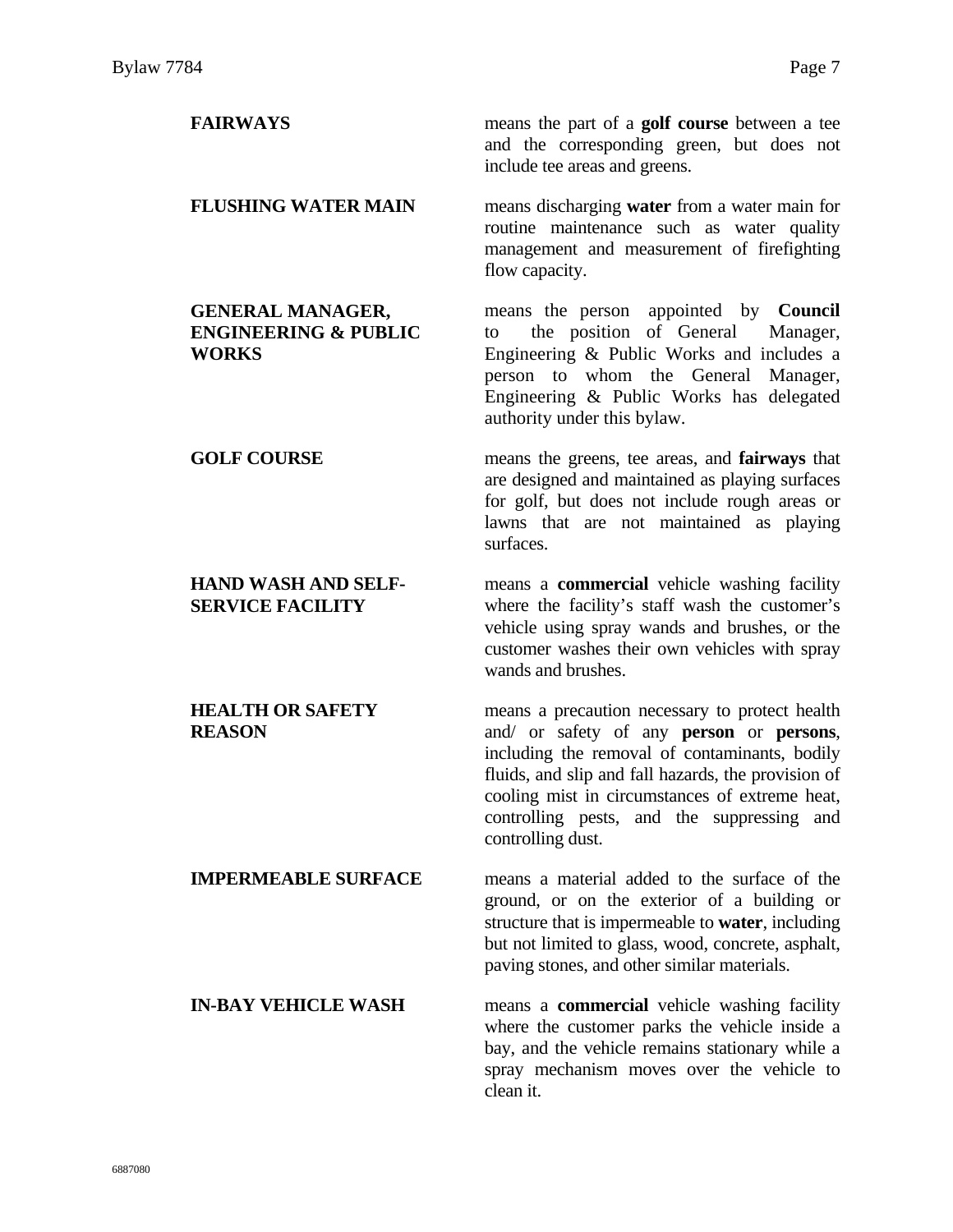**FAIRWAYS** means the part of a **golf course** between a tee and the corresponding green, but does not include tee areas and greens.

**FLUSHING WATER MAIN** means discharging **water** from a water main for routine maintenance such as water quality management and measurement of firefighting flow capacity.

**GENERAL MANAGER, ENGINEERING & PUBLIC WORKS** means the person appointed by **Council** to the position of General Manager, Engineering & Public Works and includes a person to whom the General Manager, Engineering & Public Works has delegated authority under this bylaw.

**GOLF COURSE** means the greens, tee areas, and **fairways** that are designed and maintained as playing surfaces for golf, but does not include rough areas or lawns that are not maintained as playing surfaces.

**HAND WASH AND SELF-SERVICE FACILITY** means a **commercial** vehicle washing facility where the facility's staff wash the customer's vehicle using spray wands and brushes, or the customer washes their own vehicles with spray wands and brushes.

**HEALTH OR SAFETY REASON** means a precaution necessary to protect health and/ or safety of any **person** or **persons**, including the removal of contaminants, bodily fluids, and slip and fall hazards, the provision of cooling mist in circumstances of extreme heat, controlling pests, and the suppressing and controlling dust.

**IMPERMEABLE SURFACE** means a material added to the surface of the ground, or on the exterior of a building or structure that is impermeable to **water**, including but not limited to glass, wood, concrete, asphalt, paving stones, and other similar materials.

**IN-BAY VEHICLE WASH** means a **commercial** vehicle washing facility where the customer parks the vehicle inside a bay, and the vehicle remains stationary while a spray mechanism moves over the vehicle to clean it.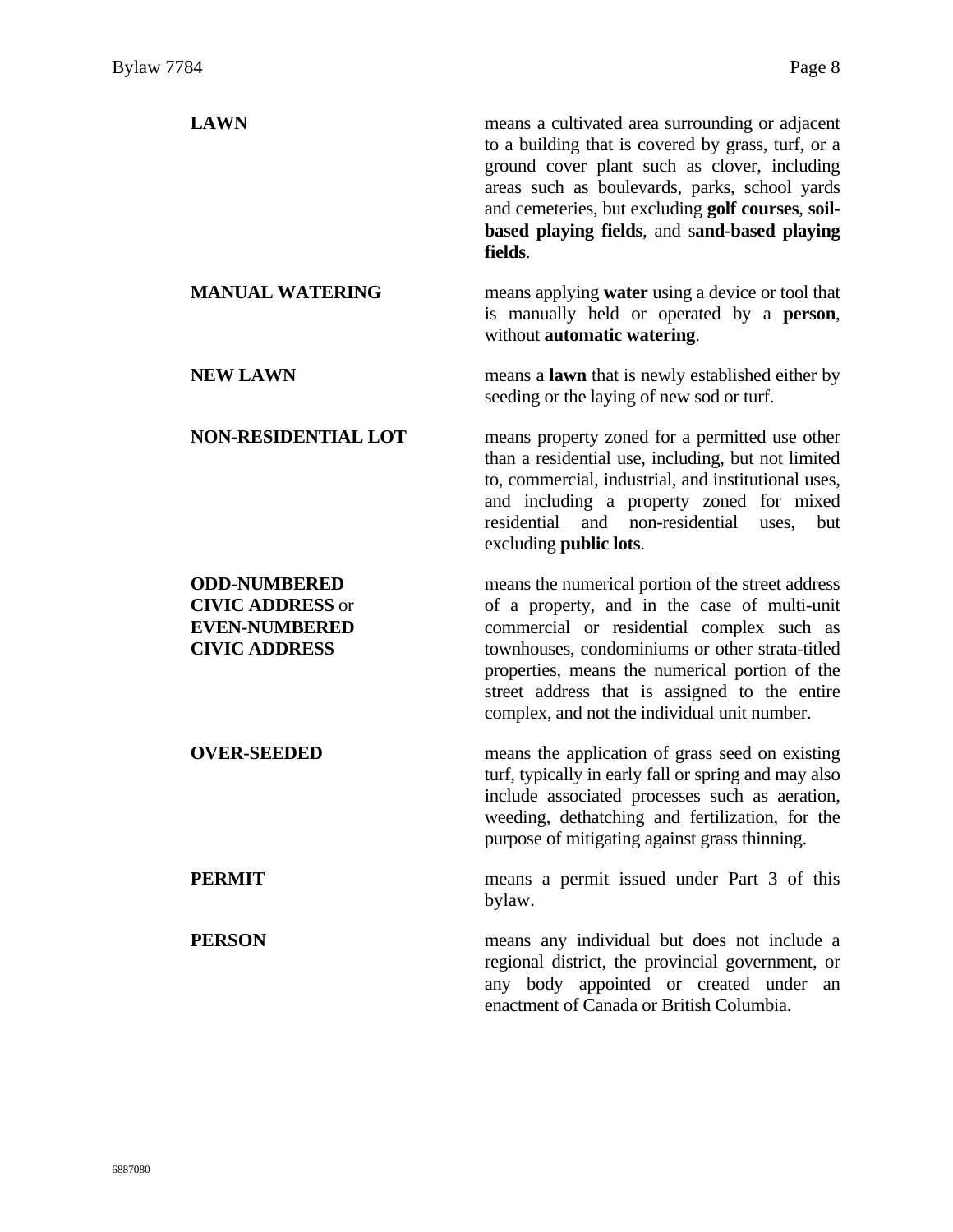| | |
|---|---|
| **LAWN** | means a cultivated area surrounding or adjacent to a building that is covered by grass, turf, or a ground cover plant such as clover, including areas such as boulevards, parks, school yards and cemeteries, but excluding **golf courses**, **soil-based playing fields**, and s**and-based playing fields**. |
| **MANUAL WATERING** | means applying **water** using a device or tool that is manually held or operated by a **person**, without **automatic watering**. |
| **NEW LAWN** | means a **lawn** that is newly established either by seeding or the laying of new sod or turf. |
| **NON-RESIDENTIAL LOT** | means property zoned for a permitted use other than a residential use, including, but not limited to, commercial, industrial, and institutional uses, and including a property zoned for mixed residential and non-residential uses, but excluding **public lots**. |
| **ODD-NUMBERED CIVIC ADDRESS** or **EVEN-NUMBERED CIVIC ADDRESS** | means the numerical portion of the street address of a property, and in the case of multi-unit commercial or residential complex such as townhouses, condominiums or other strata-titled properties, means the numerical portion of the street address that is assigned to the entire complex, and not the individual unit number. |
| **OVER-SEEDED** | means the application of grass seed on existing turf, typically in early fall or spring and may also include associated processes such as aeration, weeding, dethatching and fertilization, for the purpose of mitigating against grass thinning. |
| **PERMIT** | means a permit issued under Part 3 of this bylaw. |
| **PERSON** | means any individual but does not include a regional district, the provincial government, or any body appointed or created under an enactment of Canada or British Columbia. |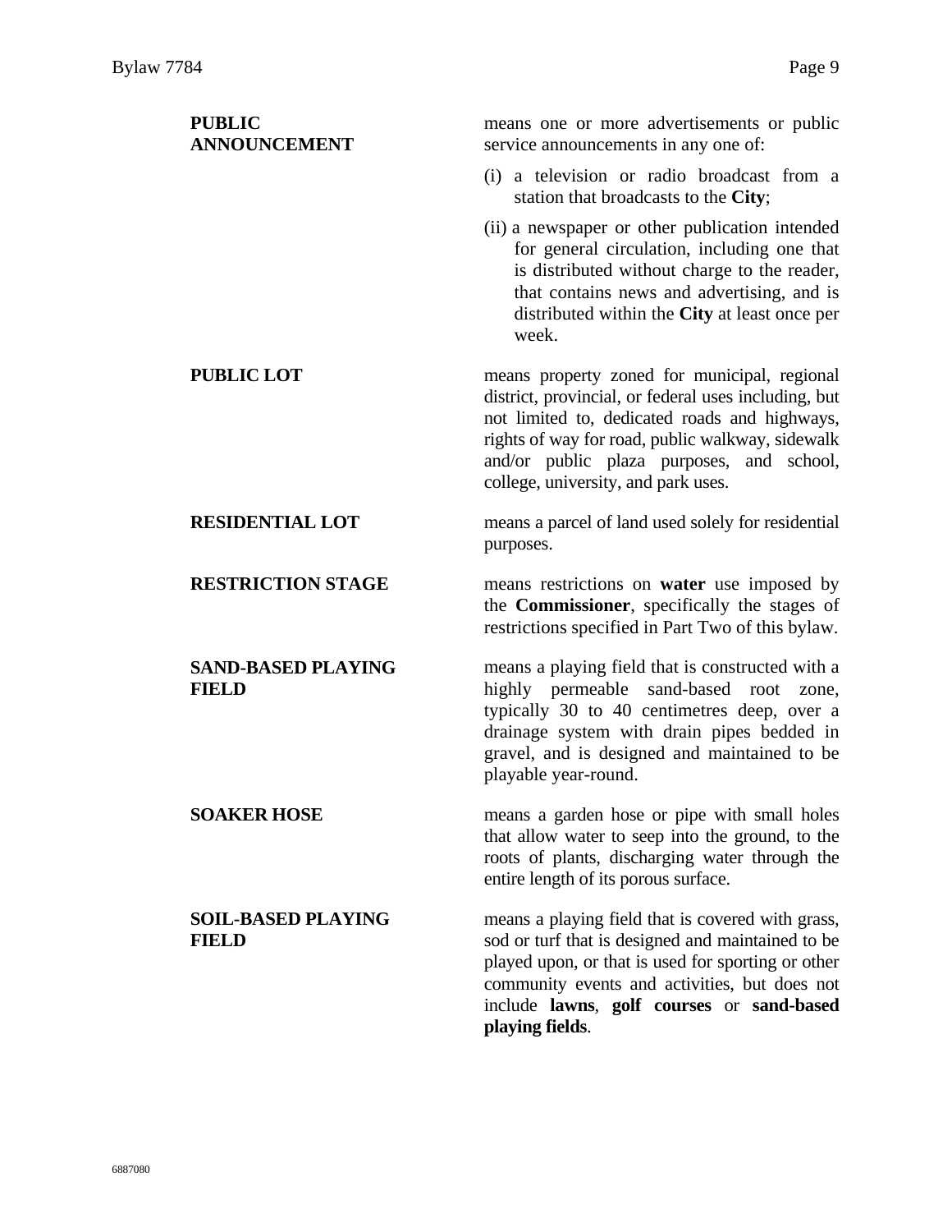| | |
|---|---|
| **PUBLIC ANNOUNCEMENT** | means one or more advertisements or public service announcements in any one of:<br>(i) a television or radio broadcast from a station that broadcasts to the **City**;<br>(ii) a newspaper or other publication intended for general circulation, including one that is distributed without charge to the reader, that contains news and advertising, and is distributed within the **City** at least once per week. |
| **PUBLIC LOT** | means property zoned for municipal, regional district, provincial, or federal uses including, but not limited to, dedicated roads and highways, rights of way for road, public walkway, sidewalk and/or public plaza purposes, and school, college, university, and park uses. |
| **RESIDENTIAL LOT** | means a parcel of land used solely for residential purposes. |
| **RESTRICTION STAGE** | means restrictions on **water** use imposed by the **Commissioner**, specifically the stages of restrictions specified in Part Two of this bylaw. |
| **SAND-BASED PLAYING FIELD** | means a playing field that is constructed with a highly permeable sand-based root zone, typically 30 to 40 centimetres deep, over a drainage system with drain pipes bedded in gravel, and is designed and maintained to be playable year-round. |
| **SOAKER HOSE** | means a garden hose or pipe with small holes that allow water to seep into the ground, to the roots of plants, discharging water through the entire length of its porous surface. |
| **SOIL-BASED PLAYING FIELD** | means a playing field that is covered with grass, sod or turf that is designed and maintained to be played upon, or that is used for sporting or other community events and activities, but does not include **lawns**, **golf courses** or **sand-based playing fields**. |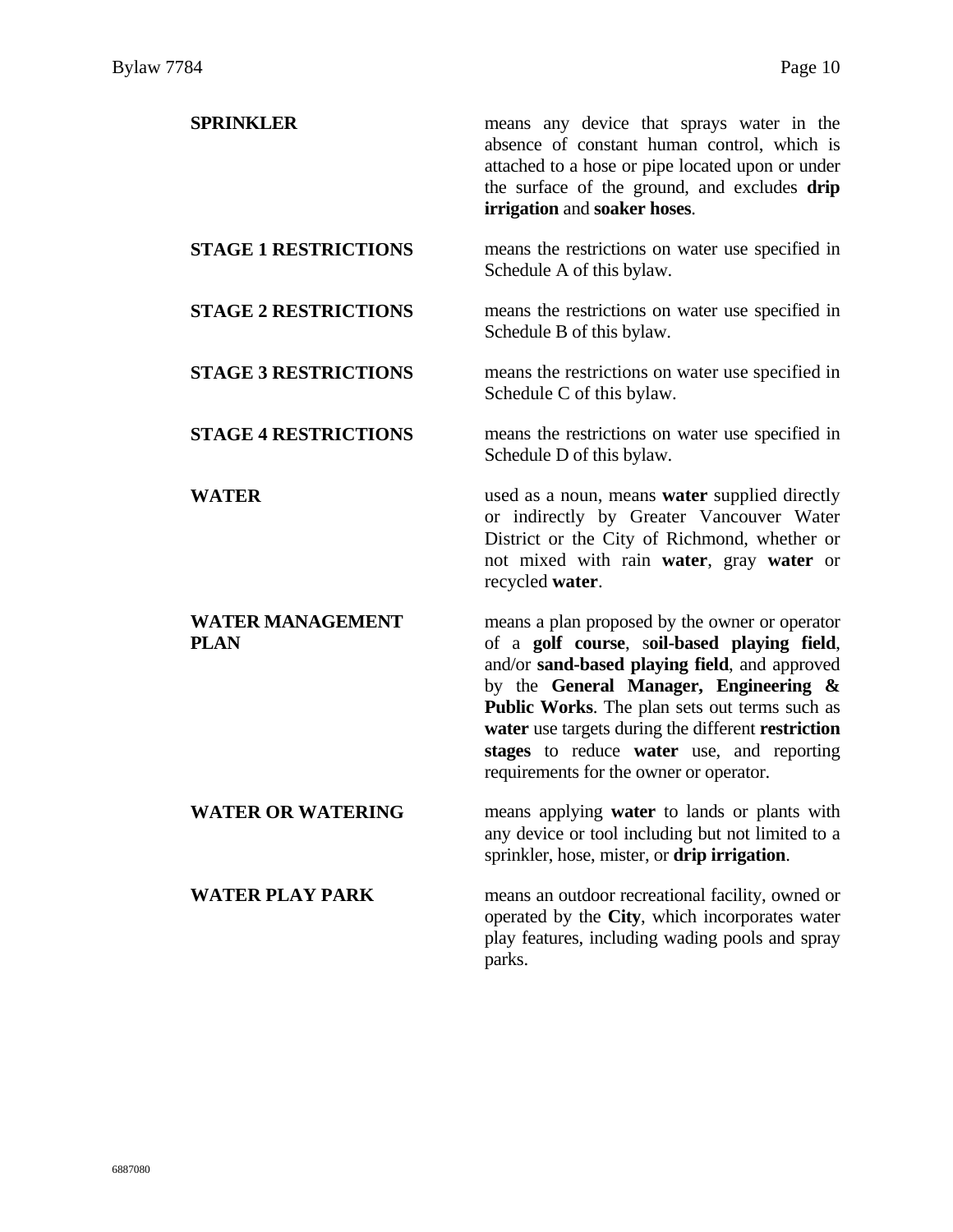**SPRINKLER** means any device that sprays water in the absence of constant human control, which is attached to a hose or pipe located upon or under the surface of the ground, and excludes **drip irrigation** and **soaker hoses**.

**STAGE 1 RESTRICTIONS** means the restrictions on water use specified in Schedule A of this bylaw.

**STAGE 2 RESTRICTIONS** means the restrictions on water use specified in Schedule B of this bylaw.

**STAGE 3 RESTRICTIONS** means the restrictions on water use specified in Schedule C of this bylaw.

**STAGE 4 RESTRICTIONS** means the restrictions on water use specified in Schedule D of this bylaw.

**WATER** used as a noun, means **water** supplied directly or indirectly by Greater Vancouver Water District or the City of Richmond, whether or not mixed with rain **water**, gray **water** or recycled **water**.

**WATER MANAGEMENT PLAN** means a plan proposed by the owner or operator of a **golf course**, s**oil-based playing field**, and/or **sand-based playing field**, and approved by the **General Manager, Engineering & Public Works**. The plan sets out terms such as **water** use targets during the different **restriction stages** to reduce **water** use, and reporting requirements for the owner or operator.

**WATER OR WATERING** means applying **water** to lands or plants with any device or tool including but not limited to a sprinkler, hose, mister, or **drip irrigation**.

**WATER PLAY PARK** means an outdoor recreational facility, owned or operated by the **City**, which incorporates water play features, including wading pools and spray parks.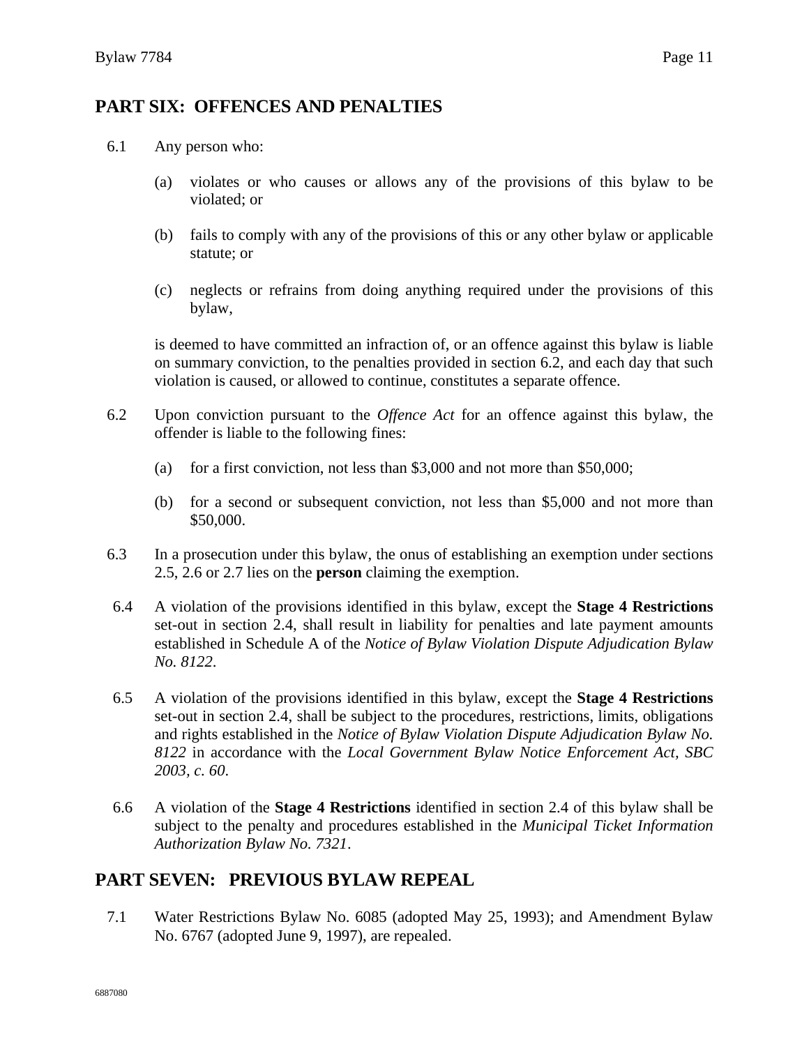## PART SIX: OFFENCES AND PENALTIES

6.1 Any person who:

(a) violates or who causes or allows any of the provisions of this bylaw to be violated; or

(b) fails to comply with any of the provisions of this or any other bylaw or applicable statute; or

(c) neglects or refrains from doing anything required under the provisions of this bylaw,

is deemed to have committed an infraction of, or an offence against this bylaw is liable on summary conviction, to the penalties provided in section 6.2, and each day that such violation is caused, or allowed to continue, constitutes a separate offence.

6.2 Upon conviction pursuant to the *Offence Act* for an offence against this bylaw, the offender is liable to the following fines:

(a) for a first conviction, not less than $3,000 and not more than $50,000;

(b) for a second or subsequent conviction, not less than $5,000 and not more than $50,000.

6.3 In a prosecution under this bylaw, the onus of establishing an exemption under sections 2.5, 2.6 or 2.7 lies on the **person** claiming the exemption.

6.4 A violation of the provisions identified in this bylaw, except the **Stage 4 Restrictions** set-out in section 2.4, shall result in liability for penalties and late payment amounts established in Schedule A of the *Notice of Bylaw Violation Dispute Adjudication Bylaw No. 8122*.

6.5 A violation of the provisions identified in this bylaw, except the **Stage 4 Restrictions** set-out in section 2.4, shall be subject to the procedures, restrictions, limits, obligations and rights established in the *Notice of Bylaw Violation Dispute Adjudication Bylaw No. 8122* in accordance with the *Local Government Bylaw Notice Enforcement Act, SBC 2003, c. 60*.

6.6 A violation of the **Stage 4 Restrictions** identified in section 2.4 of this bylaw shall be subject to the penalty and procedures established in the *Municipal Ticket Information Authorization Bylaw No. 7321*.

## PART SEVEN: PREVIOUS BYLAW REPEAL

7.1 Water Restrictions Bylaw No. 6085 (adopted May 25, 1993); and Amendment Bylaw No. 6767 (adopted June 9, 1997), are repealed.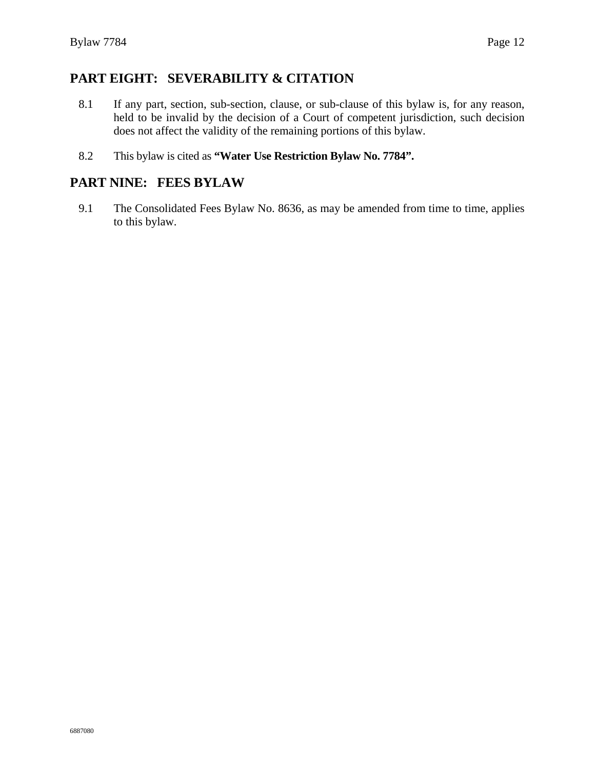## PART EIGHT: SEVERABILITY & CITATION

8.1 If any part, section, sub-section, clause, or sub-clause of this bylaw is, for any reason, held to be invalid by the decision of a Court of competent jurisdiction, such decision does not affect the validity of the remaining portions of this bylaw.

8.2 This bylaw is cited as **"Water Use Restriction Bylaw No. 7784".**

## PART NINE: FEES BYLAW

9.1 The Consolidated Fees Bylaw No. 8636, as may be amended from time to time, applies to this bylaw.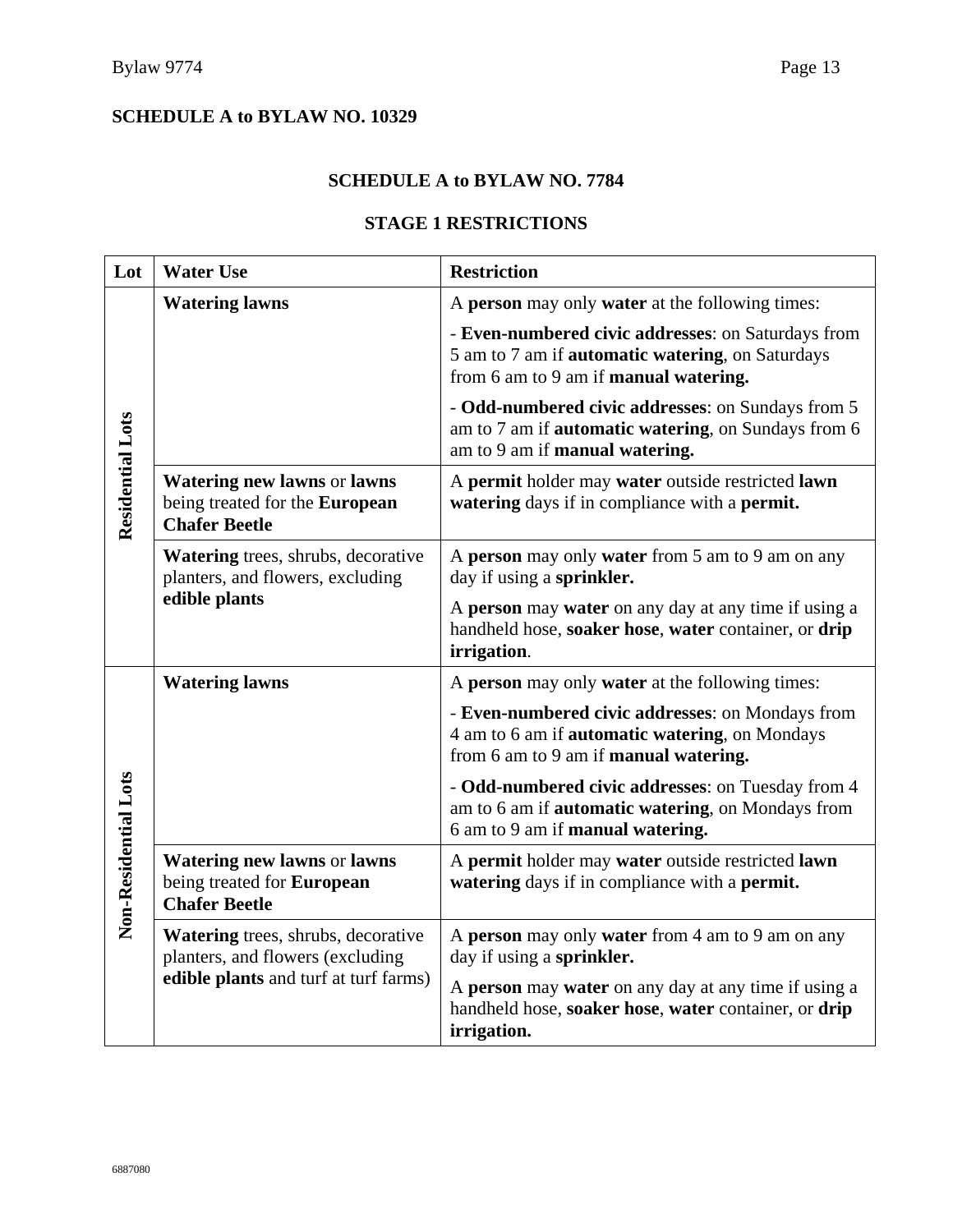**SCHEDULE A to BYLAW NO. 10329**

**SCHEDULE A to BYLAW NO. 7784**

**STAGE 1 RESTRICTIONS**

| Lot | Water Use | Restriction |
|---|---|---|
| **Residential Lots** | **Watering lawns** | A **person** may only **water** at the following times:<br><br>- **Even-numbered civic addresses**: on Saturdays from 5 am to 7 am if **automatic watering**, on Saturdays from 6 am to 9 am if **manual watering.**<br><br>- **Odd-numbered civic addresses**: on Sundays from 5 am to 7 am if **automatic watering**, on Sundays from 6 am to 9 am if **manual watering.** |
| | **Watering new lawns** or **lawns** being treated for the **European Chafer Beetle** | A **permit** holder may **water** outside restricted **lawn watering** days if in compliance with a **permit.** |
| | **Watering** trees, shrubs, decorative planters, and flowers, excluding **edible plants** | A **person** may only **water** from 5 am to 9 am on any day if using a **sprinkler.**<br><br>A **person** may **water** on any day at any time if using a handheld hose, **soaker hose**, **water** container, or **drip irrigation**. |
| **Non-Residential Lots** | **Watering lawns** | A **person** may only **water** at the following times:<br><br>- **Even-numbered civic addresses**: on Mondays from 4 am to 6 am if **automatic watering**, on Mondays from 6 am to 9 am if **manual watering.**<br><br>- **Odd-numbered civic addresses**: on Tuesday from 4 am to 6 am if **automatic watering**, on Mondays from 6 am to 9 am if **manual watering.** |
| | **Watering new lawns** or **lawns** being treated for **European Chafer Beetle** | A **permit** holder may **water** outside restricted **lawn watering** days if in compliance with a **permit.** |
| | **Watering** trees, shrubs, decorative planters, and flowers (excluding **edible plants** and turf at turf farms) | A **person** may only **water** from 4 am to 9 am on any day if using a **sprinkler.**<br><br>A **person** may **water** on any day at any time if using a handheld hose, **soaker hose**, **water** container, or **drip irrigation.** |

6887080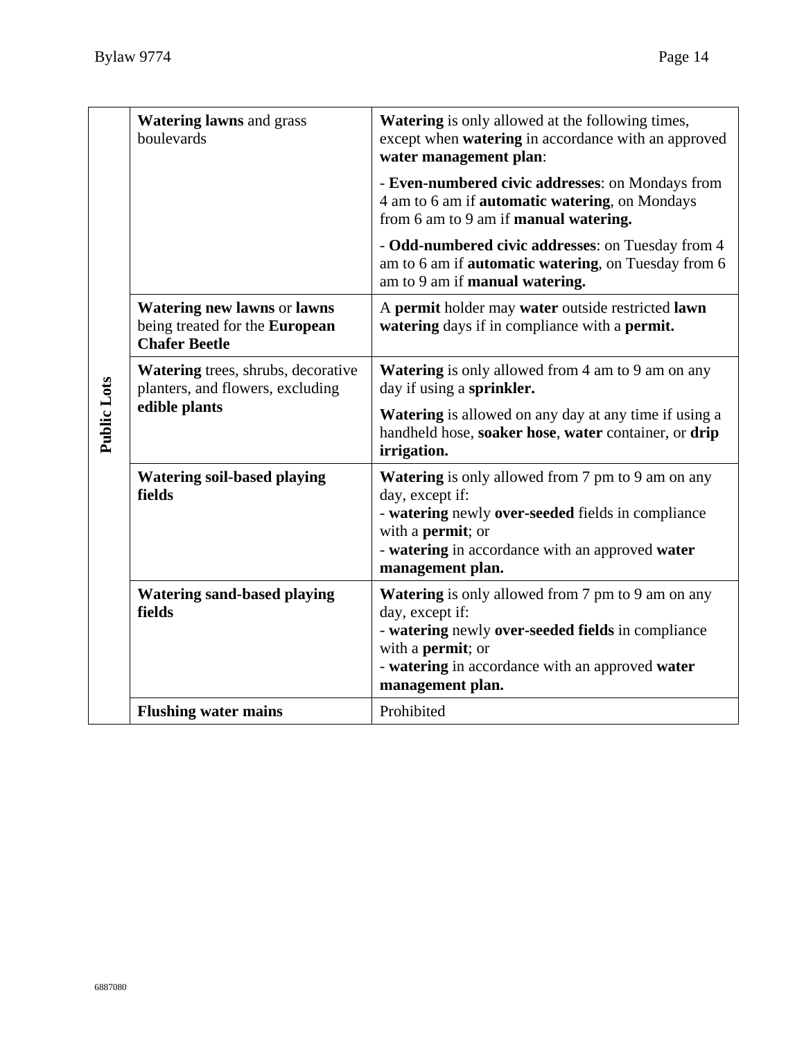| | | |
|---|---|---|
| **Public Lots** | **Watering lawns** and grass boulevards | **Watering** is only allowed at the following times, except when **watering** in accordance with an approved **water management plan**:<br><br>- **Even-numbered civic addresses**: on Mondays from 4 am to 6 am if **automatic watering**, on Mondays from 6 am to 9 am if **manual watering.**<br><br>- **Odd-numbered civic addresses**: on Tuesday from 4 am to 6 am if **automatic watering**, on Tuesday from 6 am to 9 am if **manual watering.** |
| | **Watering new lawns** or **lawns** being treated for the **European Chafer Beetle** | A **permit** holder may **water** outside restricted **lawn watering** days if in compliance with a **permit.** |
| | **Watering** trees, shrubs, decorative planters, and flowers, excluding **edible plants** | **Watering** is only allowed from 4 am to 9 am on any day if using a **sprinkler.**<br><br>**Watering** is allowed on any day at any time if using a handheld hose, **soaker hose**, **water** container, or **drip irrigation.** |
| | **Watering soil-based playing fields** | **Watering** is only allowed from 7 pm to 9 am on any day, except if:<br>- **watering** newly **over-seeded** fields in compliance with a **permit**; or<br>- **watering** in accordance with an approved **water management plan.** |
| | **Watering sand-based playing fields** | **Watering** is only allowed from 7 pm to 9 am on any day, except if:<br>- **watering** newly **over-seeded fields** in compliance with a **permit**; or<br>- **watering** in accordance with an approved **water management plan.** |
| | **Flushing water mains** | Prohibited |

6887080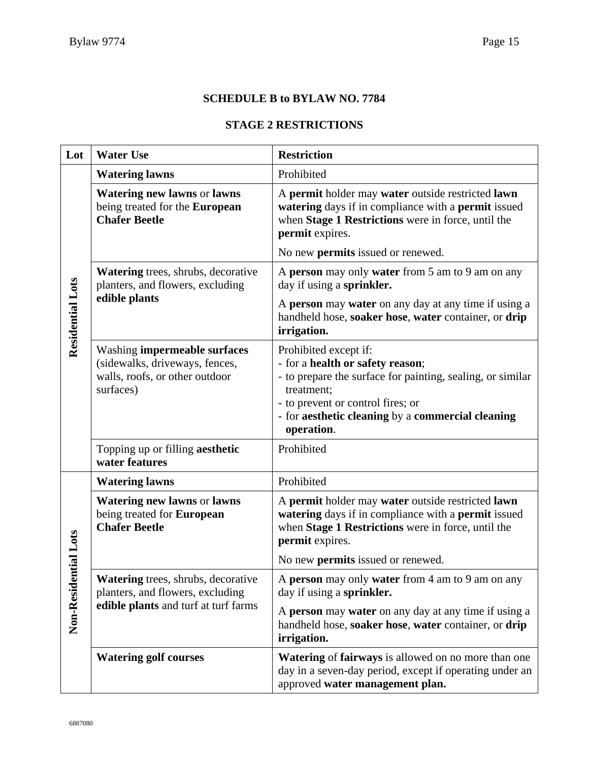## SCHEDULE B to BYLAW NO. 7784

## STAGE 2 RESTRICTIONS

| Lot | Water Use | Restriction |
|---|---|---|
| **Residential Lots** | **Watering lawns** | Prohibited |
| | **Watering new lawns** or **lawns** being treated for the **European Chafer Beetle** | A **permit** holder may **water** outside restricted **lawn watering** days if in compliance with a **permit** issued when **Stage 1 Restrictions** were in force, until the **permit** expires.<br><br>No new **permits** issued or renewed. |
| | **Watering** trees, shrubs, decorative planters, and flowers, excluding **edible plants** | A **person** may only **water** from 5 am to 9 am on any day if using a **sprinkler.**<br><br>A **person** may **water** on any day at any time if using a handheld hose, **soaker hose**, **water** container, or **drip irrigation.** |
| | Washing **impermeable surfaces** (sidewalks, driveways, fences, walls, roofs, or other outdoor surfaces) | Prohibited except if:<br>- for a **health or safety reason**;<br>- to prepare the surface for painting, sealing, or similar treatment;<br>- to prevent or control fires; or<br>- for **aesthetic cleaning** by a **commercial cleaning operation**. |
| | Topping up or filling **aesthetic water features** | Prohibited |
| **Non-Residential Lots** | **Watering lawns** | Prohibited |
| | **Watering new lawns** or **lawns** being treated for **European Chafer Beetle** | A **permit** holder may **water** outside restricted **lawn watering** days if in compliance with a **permit** issued when **Stage 1 Restrictions** were in force, until the **permit** expires.<br><br>No new **permits** issued or renewed. |
| | **Watering** trees, shrubs, decorative planters, and flowers, excluding **edible plants** and turf at turf farms | A **person** may only **water** from 4 am to 9 am on any day if using a **sprinkler.**<br><br>A **person** may **water** on any day at any time if using a handheld hose, **soaker hose**, **water** container, or **drip irrigation.** |
| | **Watering golf courses** | **Watering** of **fairways** is allowed on no more than one day in a seven-day period, except if operating under an approved **water management plan.** |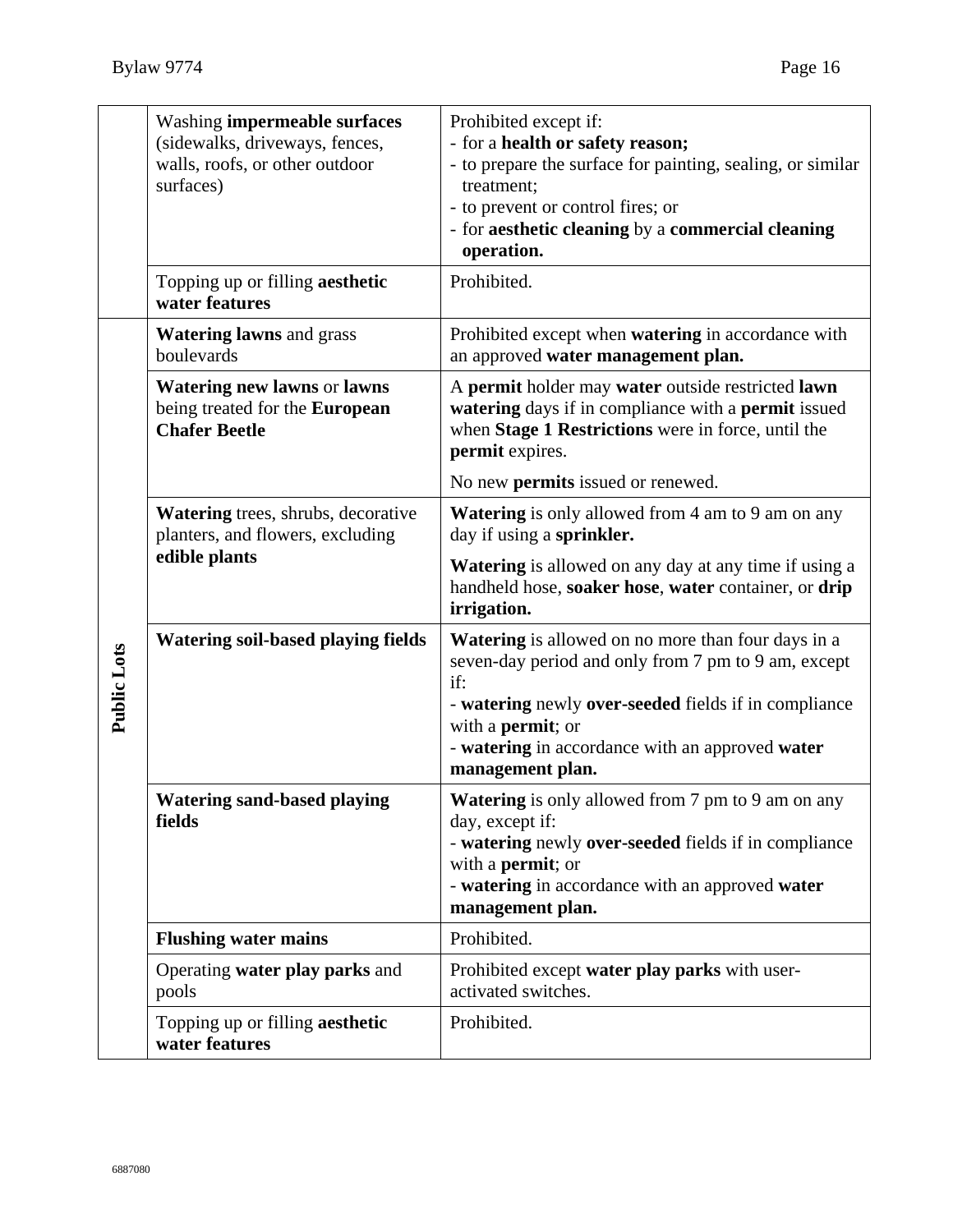| | | |
|---|---|---|
| | Washing **impermeable surfaces** (sidewalks, driveways, fences, walls, roofs, or other outdoor surfaces) | Prohibited except if:<br>- for a **health or safety reason;**<br>- to prepare the surface for painting, sealing, or similar treatment;<br>- to prevent or control fires; or<br>- for **aesthetic cleaning** by a **commercial cleaning operation.** |
| | Topping up or filling **aesthetic water features** | Prohibited. |
| **Public Lots** | **Watering lawns** and grass boulevards | Prohibited except when **watering** in accordance with an approved **water management plan.** |
| | **Watering new lawns** or **lawns** being treated for the **European Chafer Beetle** | A **permit** holder may **water** outside restricted **lawn watering** days if in compliance with a **permit** issued when **Stage 1 Restrictions** were in force, until the **permit** expires.<br><br>No new **permits** issued or renewed. |
| | **Watering** trees, shrubs, decorative planters, and flowers, excluding **edible plants** | **Watering** is only allowed from 4 am to 9 am on any day if using a **sprinkler.**<br><br>**Watering** is allowed on any day at any time if using a handheld hose, **soaker hose**, **water** container, or **drip irrigation.** |
| | **Watering soil-based playing fields** | **Watering** is allowed on no more than four days in a seven-day period and only from 7 pm to 9 am, except if:<br>- **watering** newly **over-seeded** fields if in compliance with a **permit**; or<br>- **watering** in accordance with an approved **water management plan.** |
| | **Watering sand-based playing fields** | **Watering** is only allowed from 7 pm to 9 am on any day, except if:<br>- **watering** newly **over-seeded** fields if in compliance with a **permit**; or<br>- **watering** in accordance with an approved **water management plan.** |
| | **Flushing water mains** | Prohibited. |
| | Operating **water play parks** and pools | Prohibited except **water play parks** with user-activated switches. |
| | Topping up or filling **aesthetic water features** | Prohibited. |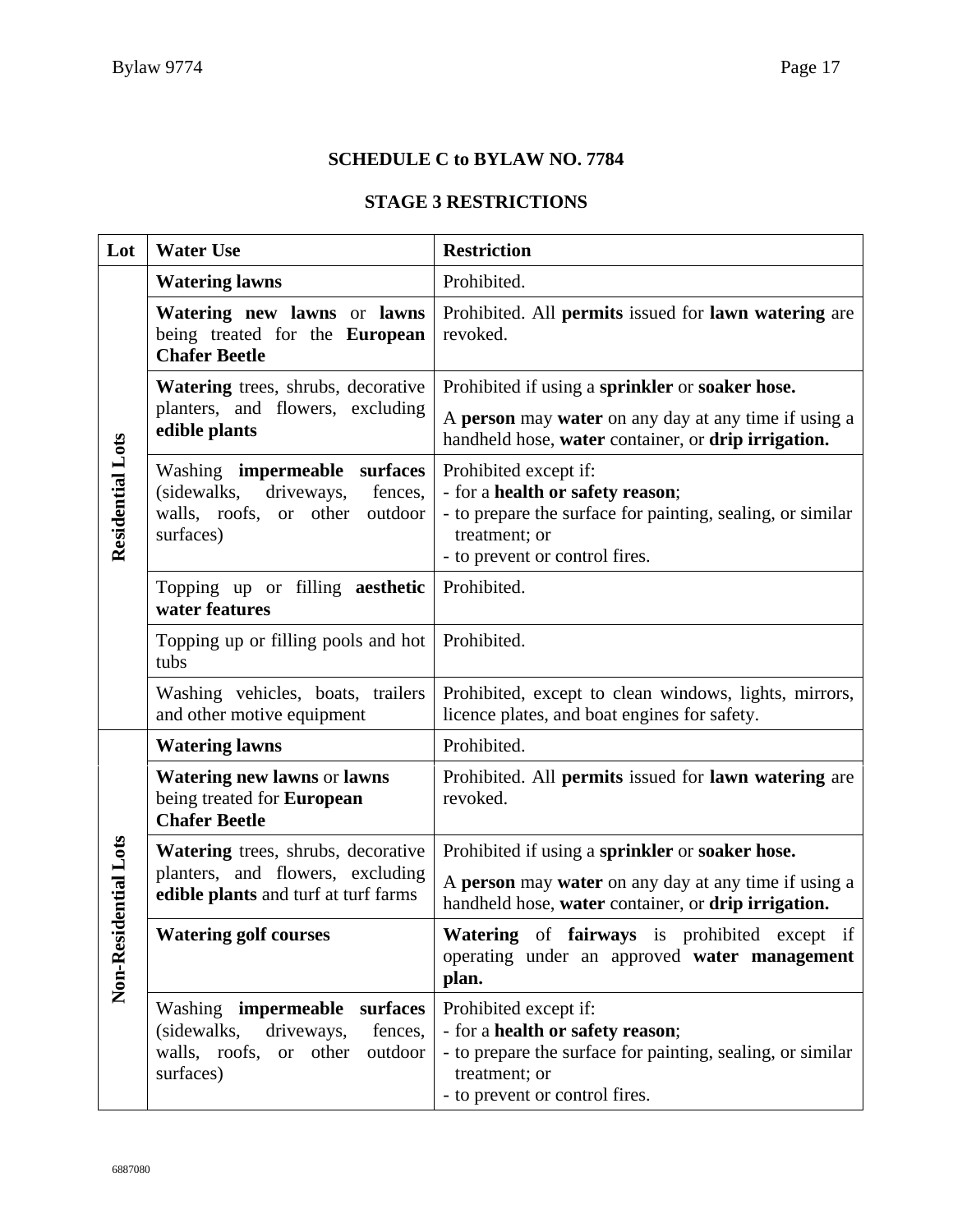## SCHEDULE C to BYLAW NO. 7784

## STAGE 3 RESTRICTIONS

| Lot | Water Use | Restriction |
|---|---|---|
| Residential Lots | **Watering lawns** | Prohibited. |
| | **Watering new lawns** or **lawns** being treated for the **European Chafer Beetle** | Prohibited. All **permits** issued for **lawn watering** are revoked. |
| | **Watering** trees, shrubs, decorative planters, and flowers, excluding **edible plants** | Prohibited if using a **sprinkler** or **soaker hose.**<br><br>A **person** may **water** on any day at any time if using a handheld hose, **water** container, or **drip irrigation.** |
| | Washing **impermeable surfaces** (sidewalks, driveways, fences, walls, roofs, or other outdoor surfaces) | Prohibited except if:<br>- for a **health or safety reason**;<br>- to prepare the surface for painting, sealing, or similar treatment; or<br>- to prevent or control fires. |
| | Topping up or filling **aesthetic water features** | Prohibited. |
| | Topping up or filling pools and hot tubs | Prohibited. |
| | Washing vehicles, boats, trailers and other motive equipment | Prohibited, except to clean windows, lights, mirrors, licence plates, and boat engines for safety. |
| Non-Residential Lots | **Watering lawns** | Prohibited. |
| | **Watering new lawns** or **lawns** being treated for **European Chafer Beetle** | Prohibited. All **permits** issued for **lawn watering** are revoked. |
| | **Watering** trees, shrubs, decorative planters, and flowers, excluding **edible plants** and turf at turf farms | Prohibited if using a **sprinkler** or **soaker hose.**<br><br>A **person** may **water** on any day at any time if using a handheld hose, **water** container, or **drip irrigation.** |
| | **Watering golf courses** | **Watering** of **fairways** is prohibited except if operating under an approved **water management plan.** |
| | Washing **impermeable surfaces** (sidewalks, driveways, fences, walls, roofs, or other outdoor surfaces) | Prohibited except if:<br>- for a **health or safety reason**;<br>- to prepare the surface for painting, sealing, or similar treatment; or<br>- to prevent or control fires. |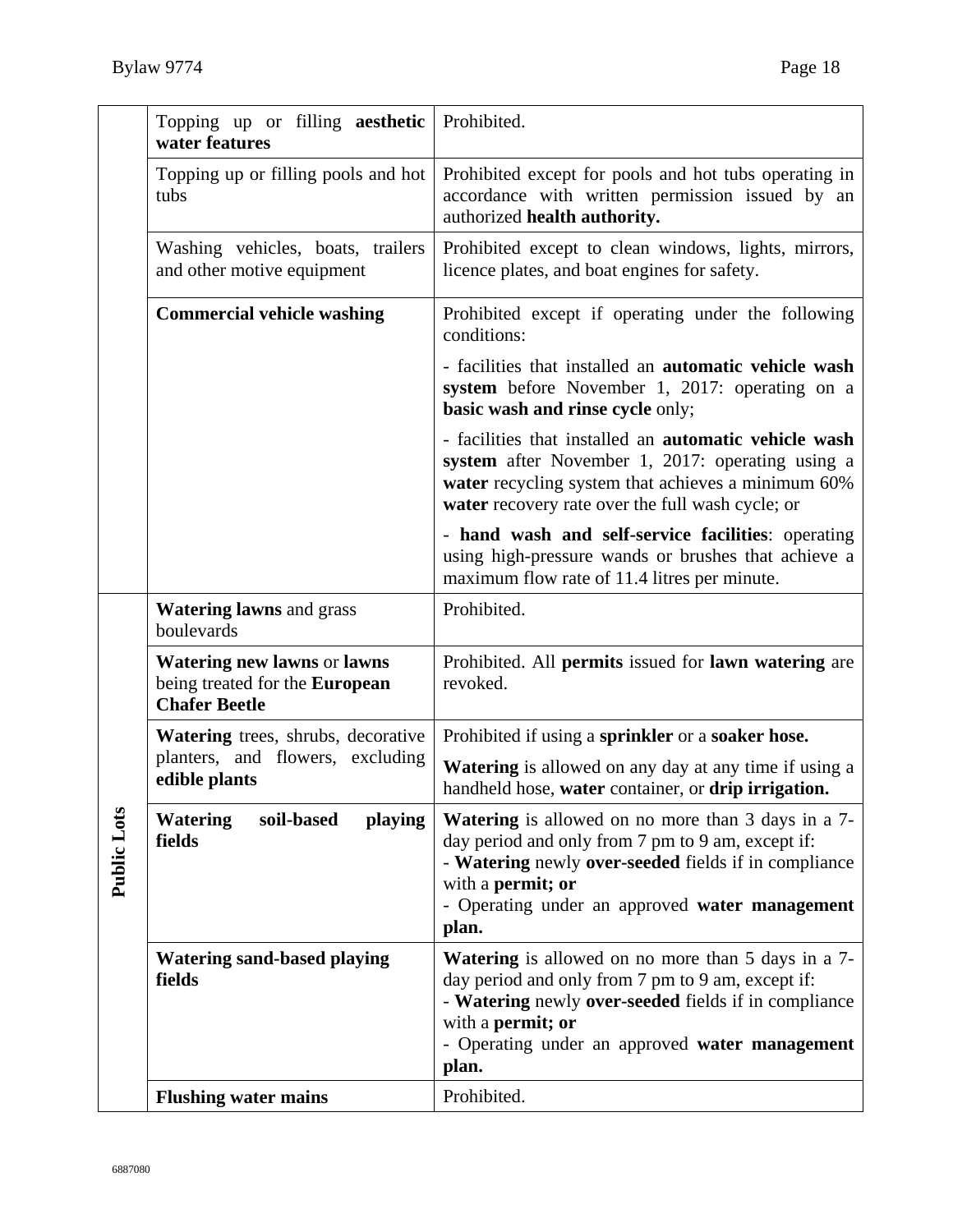| | | |
|---|---|---|
| | Topping up or filling **aesthetic water features** | Prohibited. |
| | Topping up or filling pools and hot tubs | Prohibited except for pools and hot tubs operating in accordance with written permission issued by an authorized **health authority.** |
| | Washing vehicles, boats, trailers and other motive equipment | Prohibited except to clean windows, lights, mirrors, licence plates, and boat engines for safety. |
| | **Commercial vehicle washing** | Prohibited except if operating under the following conditions:<br><br>- facilities that installed an **automatic vehicle wash system** before November 1, 2017: operating on a **basic wash and rinse cycle** only;<br><br>- facilities that installed an **automatic vehicle wash system** after November 1, 2017: operating using a **water** recycling system that achieves a minimum 60% **water** recovery rate over the full wash cycle; or<br><br>- **hand wash and self-service facilities**: operating using high-pressure wands or brushes that achieve a maximum flow rate of 11.4 litres per minute. |
| **Public Lots** | **Watering lawns** and grass boulevards | Prohibited. |
| | **Watering new lawns** or **lawns** being treated for the **European Chafer Beetle** | Prohibited. All **permits** issued for **lawn watering** are revoked. |
| | **Watering** trees, shrubs, decorative planters, and flowers, excluding **edible plants** | Prohibited if using a **sprinkler** or a **soaker hose.**<br><br>**Watering** is allowed on any day at any time if using a handheld hose, **water** container, or **drip irrigation.** |
| | **Watering soil-based playing fields** | **Watering** is allowed on no more than 3 days in a 7-day period and only from 7 pm to 9 am, except if:<br>- **Watering** newly **over-seeded** fields if in compliance with a **permit; or**<br>- Operating under an approved **water management plan.** |
| | **Watering sand-based playing fields** | **Watering** is allowed on no more than 5 days in a 7-day period and only from 7 pm to 9 am, except if:<br>- **Watering** newly **over-seeded** fields if in compliance with a **permit; or**<br>- Operating under an approved **water management plan.** |
| | **Flushing water mains** | Prohibited. |

6887080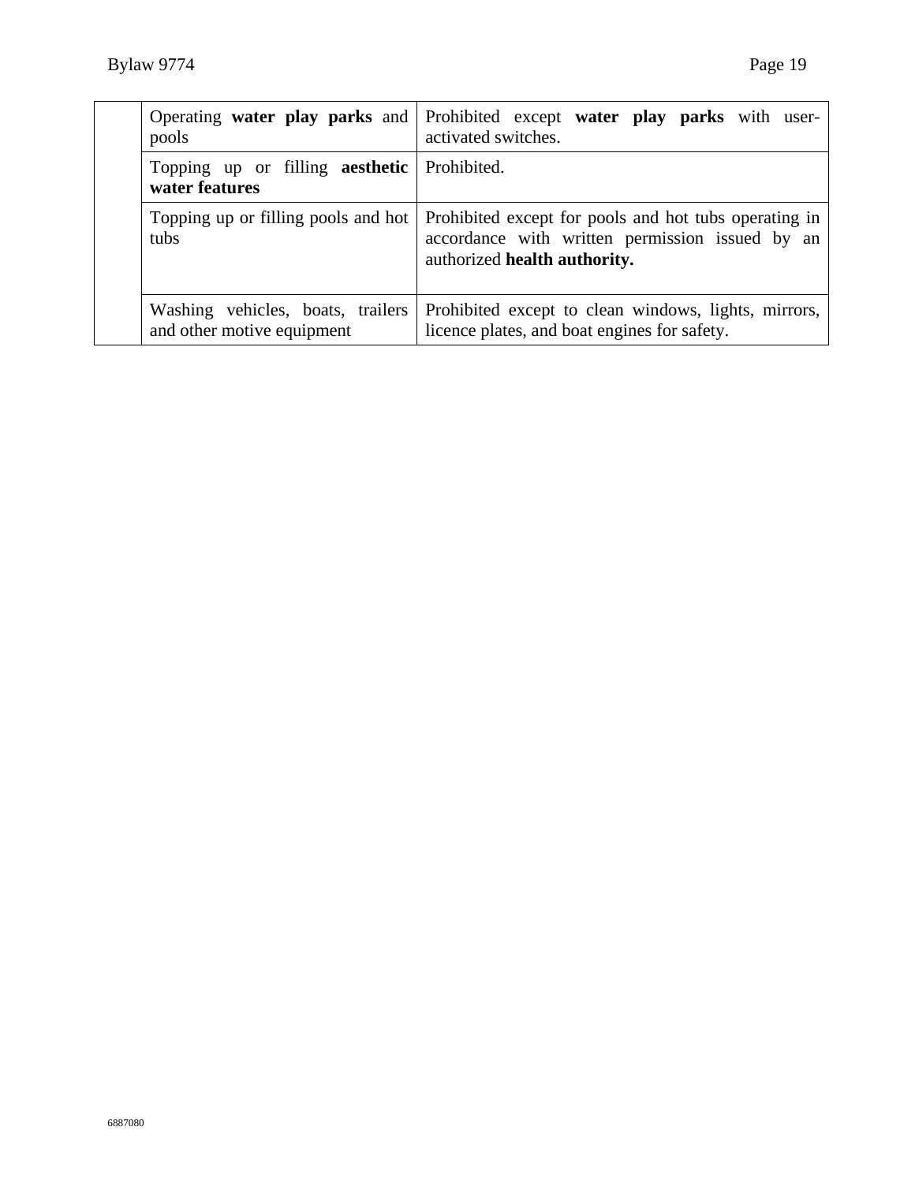| | | |
|---|---|---|
| | Operating **water play parks** and pools | Prohibited except **water play parks** with user-activated switches. |
| | Topping up or filling **aesthetic water features** | Prohibited. |
| | Topping up or filling pools and hot tubs | Prohibited except for pools and hot tubs operating in accordance with written permission issued by an authorized **health authority.** |
| | Washing vehicles, boats, trailers and other motive equipment | Prohibited except to clean windows, lights, mirrors, licence plates, and boat engines for safety. |

6887080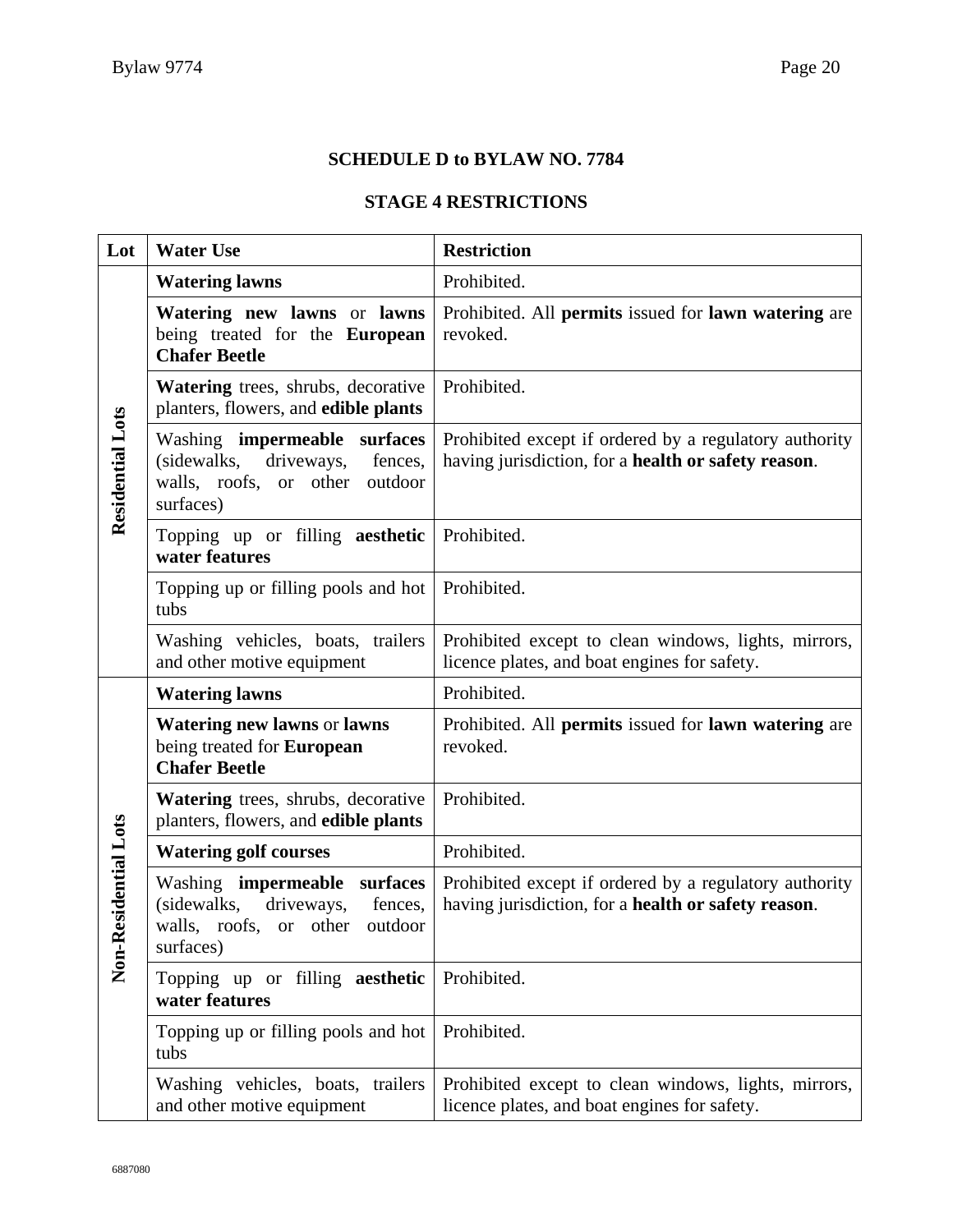## SCHEDULE D to BYLAW NO. 7784

## STAGE 4 RESTRICTIONS

| Lot | Water Use | Restriction |
|---|---|---|
| **Residential Lots** | **Watering lawns** | Prohibited. |
| | **Watering new lawns** or **lawns** being treated for the **European Chafer Beetle** | Prohibited. All **permits** issued for **lawn watering** are revoked. |
| | **Watering** trees, shrubs, decorative planters, flowers, and **edible plants** | Prohibited. |
| | Washing **impermeable surfaces** (sidewalks, driveways, fences, walls, roofs, or other outdoor surfaces) | Prohibited except if ordered by a regulatory authority having jurisdiction, for a **health or safety reason**. |
| | Topping up or filling **aesthetic water features** | Prohibited. |
| | Topping up or filling pools and hot tubs | Prohibited. |
| | Washing vehicles, boats, trailers and other motive equipment | Prohibited except to clean windows, lights, mirrors, licence plates, and boat engines for safety. |
| **Non-Residential Lots** | **Watering lawns** | Prohibited. |
| | **Watering new lawns** or **lawns** being treated for **European Chafer Beetle** | Prohibited. All **permits** issued for **lawn watering** are revoked. |
| | **Watering** trees, shrubs, decorative planters, flowers, and **edible plants** | Prohibited. |
| | **Watering golf courses** | Prohibited. |
| | Washing **impermeable surfaces** (sidewalks, driveways, fences, walls, roofs, or other outdoor surfaces) | Prohibited except if ordered by a regulatory authority having jurisdiction, for a **health or safety reason**. |
| | Topping up or filling **aesthetic water features** | Prohibited. |
| | Topping up or filling pools and hot tubs | Prohibited. |
| | Washing vehicles, boats, trailers and other motive equipment | Prohibited except to clean windows, lights, mirrors, licence plates, and boat engines for safety. |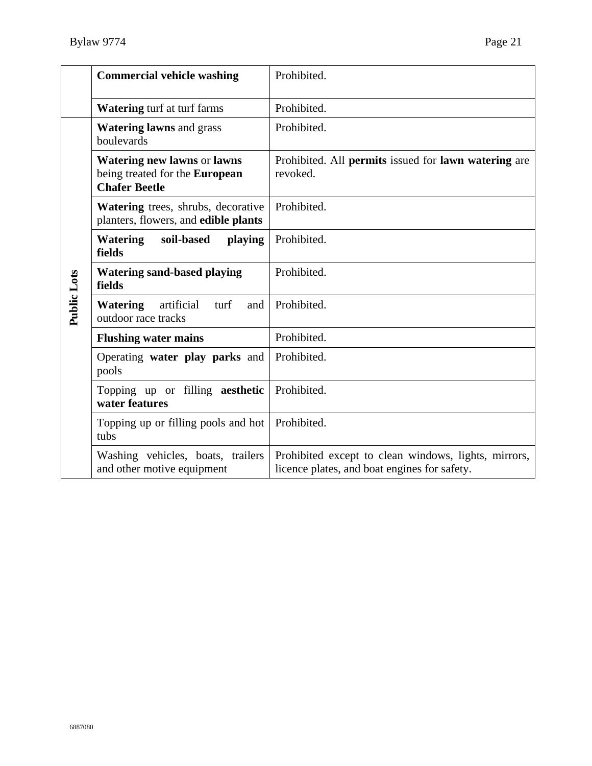| | | |
|---|---|---|
| | **Commercial vehicle washing** | Prohibited. |
| | **Watering** turf at turf farms | Prohibited. |
| **Public Lots** | **Watering lawns** and grass boulevards | Prohibited. |
| | **Watering new lawns** or **lawns** being treated for the **European Chafer Beetle** | Prohibited. All **permits** issued for **lawn watering** are revoked. |
| | **Watering** trees, shrubs, decorative planters, flowers, and **edible plants** | Prohibited. |
| | **Watering soil-based playing fields** | Prohibited. |
| | **Watering sand-based playing fields** | Prohibited. |
| | **Watering** artificial turf and outdoor race tracks | Prohibited. |
| | **Flushing water mains** | Prohibited. |
| | Operating **water play parks** and pools | Prohibited. |
| | Topping up or filling **aesthetic water features** | Prohibited. |
| | Topping up or filling pools and hot tubs | Prohibited. |
| | Washing vehicles, boats, trailers and other motive equipment | Prohibited except to clean windows, lights, mirrors, licence plates, and boat engines for safety. |

6887080